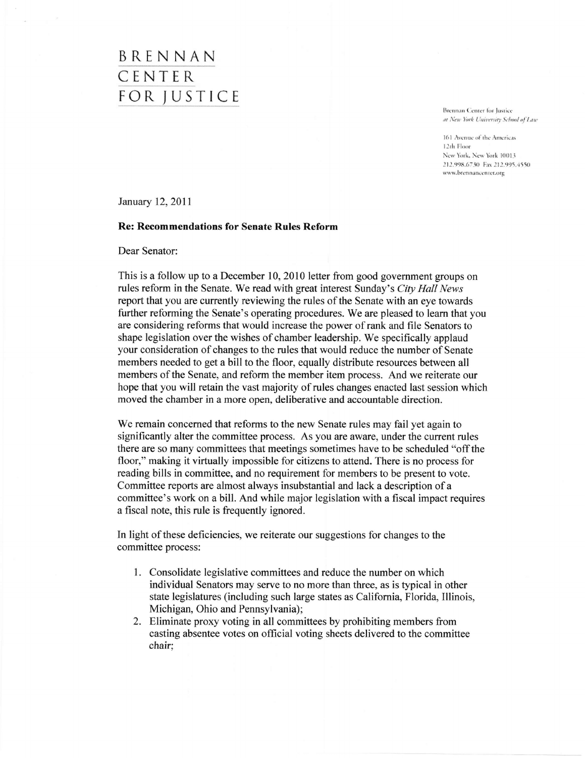# BRENNAN CENTER FOR JUSTICE

Brennan Center for Justice
*at New York University School of Law*

161 Avenue of the Americas
12th Floor
New York, New York 10013
212.998.6730 Fax 212.995.4550
www.brennancenter.org

January 12, 2011

**Re: Recommendations for Senate Rules Reform**

Dear Senator:

This is a follow up to a December 10, 2010 letter from good government groups on rules reform in the Senate. We read with great interest Sunday's *City Hall News* report that you are currently reviewing the rules of the Senate with an eye towards further reforming the Senate's operating procedures. We are pleased to learn that you are considering reforms that would increase the power of rank and file Senators to shape legislation over the wishes of chamber leadership. We specifically applaud your consideration of changes to the rules that would reduce the number of Senate members needed to get a bill to the floor, equally distribute resources between all members of the Senate, and reform the member item process. And we reiterate our hope that you will retain the vast majority of rules changes enacted last session which moved the chamber in a more open, deliberative and accountable direction.

We remain concerned that reforms to the new Senate rules may fail yet again to significantly alter the committee process. As you are aware, under the current rules there are so many committees that meetings sometimes have to be scheduled "off the floor," making it virtually impossible for citizens to attend. There is no process for reading bills in committee, and no requirement for members to be present to vote. Committee reports are almost always insubstantial and lack a description of a committee's work on a bill. And while major legislation with a fiscal impact requires a fiscal note, this rule is frequently ignored.

In light of these deficiencies, we reiterate our suggestions for changes to the committee process:

1. Consolidate legislative committees and reduce the number on which individual Senators may serve to no more than three, as is typical in other state legislatures (including such large states as California, Florida, Illinois, Michigan, Ohio and Pennsylvania);
2. Eliminate proxy voting in all committees by prohibiting members from casting absentee votes on official voting sheets delivered to the committee chair;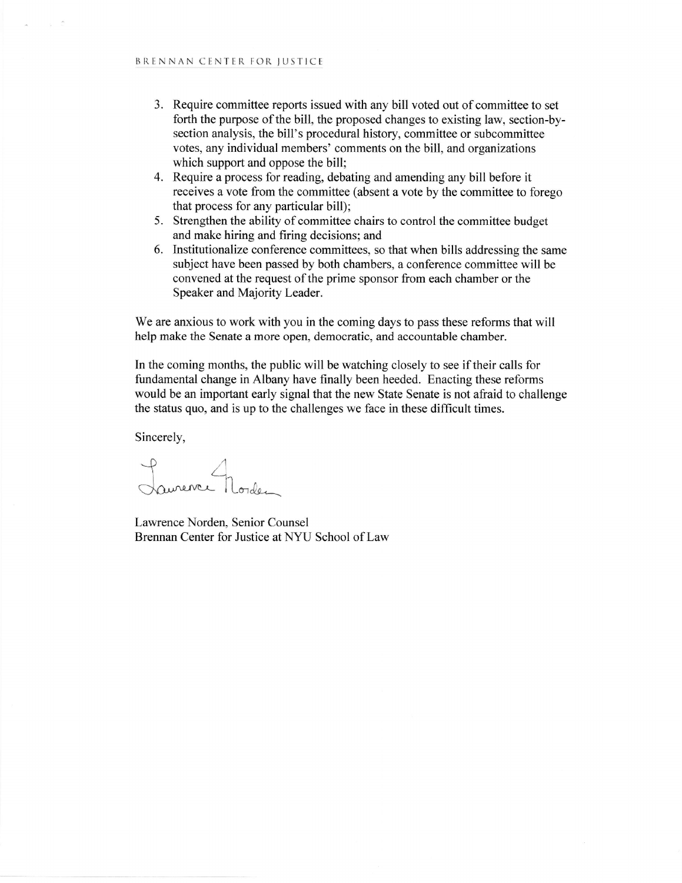3. Require committee reports issued with any bill voted out of committee to set forth the purpose of the bill, the proposed changes to existing law, section-by-section analysis, the bill's procedural history, committee or subcommittee votes, any individual members' comments on the bill, and organizations which support and oppose the bill;
4. Require a process for reading, debating and amending any bill before it receives a vote from the committee (absent a vote by the committee to forego that process for any particular bill);
5. Strengthen the ability of committee chairs to control the committee budget and make hiring and firing decisions; and
6. Institutionalize conference committees, so that when bills addressing the same subject have been passed by both chambers, a conference committee will be convened at the request of the prime sponsor from each chamber or the Speaker and Majority Leader.

We are anxious to work with you in the coming days to pass these reforms that will help make the Senate a more open, democratic, and accountable chamber.

In the coming months, the public will be watching closely to see if their calls for fundamental change in Albany have finally been heeded. Enacting these reforms would be an important early signal that the new State Senate is not afraid to challenge the status quo, and is up to the challenges we face in these difficult times.

Sincerely,

Lawrence Norden

Lawrence Norden, Senior Counsel
Brennan Center for Justice at NYU School of Law